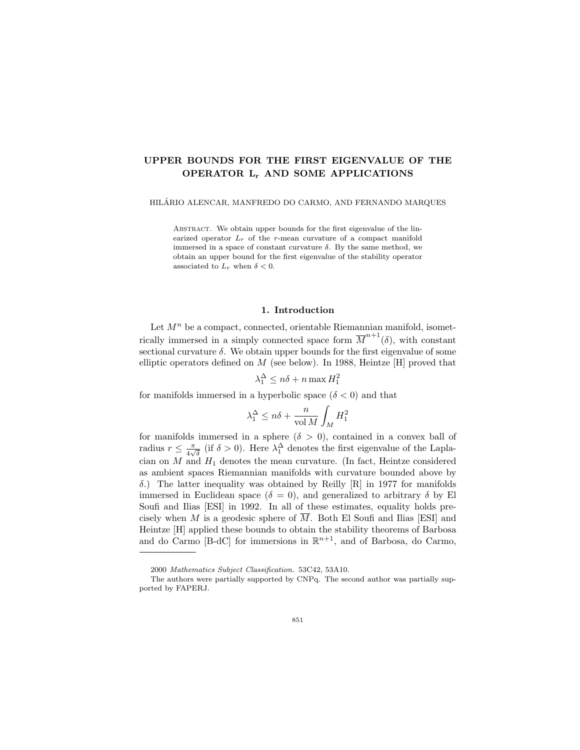# UPPER BOUNDS FOR THE FIRST EIGENVALUE OF THE OPERATOR $\mathbf{L_r}$ AND SOME APPLICATIONS

HILÁRIO ALENCAR, MANFREDO DO CARMO, AND FERNANDO MARQUES

ABSTRACT. We obtain upper bounds for the first eigenvalue of the linearized operator $L_r$ of the $r$-mean curvature of a compact manifold immersed in a space of constant curvature $\delta$. By the same method, we obtain an upper bound for the first eigenvalue of the stability operator associated to $L_r$ when $\delta < 0$.

## 1. Introduction

Let $M^n$ be a compact, connected, orientable Riemannian manifold, isometrically immersed in a simply connected space form $\overline{M}^{n+1}(\delta)$, with constant sectional curvature $\delta$. We obtain upper bounds for the first eigenvalue of some elliptic operators defined on $M$ (see below). In 1988, Heintze [H] proved that

$$\lambda_1^{\Delta} \leq n\delta + n \max H_1^2$$

for manifolds immersed in a hyperbolic space ($\delta < 0$) and that

$$\lambda_1^{\Delta} \leq n\delta + \frac{n}{\operatorname{vol} M} \int_M H_1^2$$

for manifolds immersed in a sphere ($\delta > 0$), contained in a convex ball of radius $r \leq \frac{\pi}{4\sqrt{\delta}}$ (if $\delta > 0$). Here $\lambda_1^{\Delta}$ denotes the first eigenvalue of the Laplacian on $M$ and $H_1$ denotes the mean curvature. (In fact, Heintze considered as ambient spaces Riemannian manifolds with curvature bounded above by $\delta$.) The latter inequality was obtained by Reilly [R] in 1977 for manifolds immersed in Euclidean space ($\delta = 0$), and generalized to arbitrary $\delta$ by El Soufi and Ilias [ESI] in 1992. In all of these estimates, equality holds precisely when $M$ is a geodesic sphere of $\overline{M}$. Both El Soufi and Ilias [ESI] and Heintze [H] applied these bounds to obtain the stability theorems of Barbosa and do Carmo [B-dC] for immersions in $\mathbb{R}^{n+1}$, and of Barbosa, do Carmo,

---

2000 *Mathematics Subject Classification.* 53C42, 53A10.

The authors were partially supported by CNPq. The second author was partially supported by FAPERJ.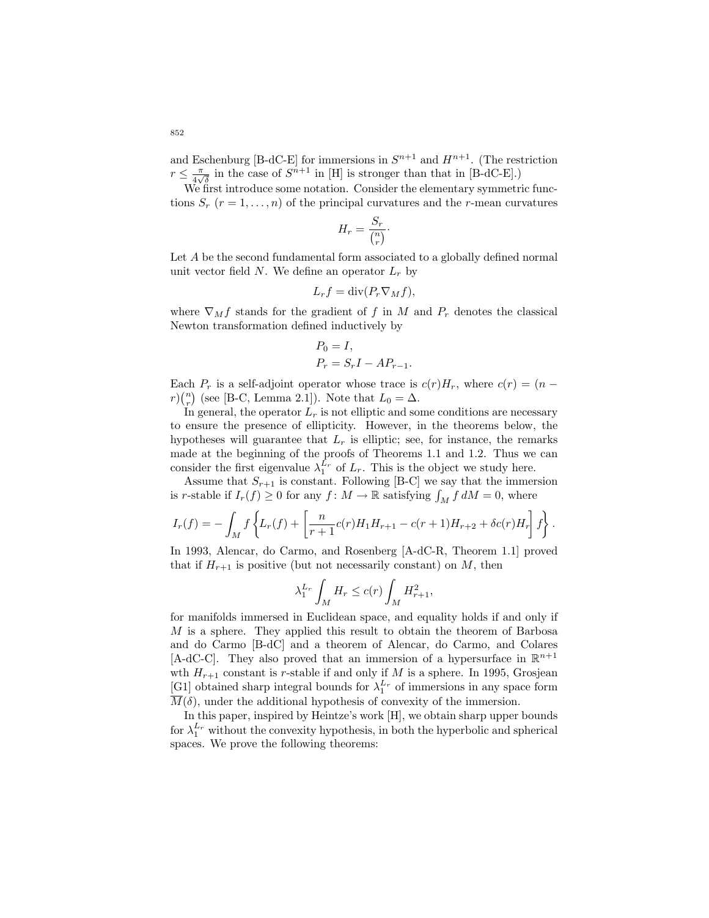and Eschenburg [B-dC-E] for immersions in $S^{n+1}$ and $H^{n+1}$. (The restriction $r \leq \frac{\pi}{4\sqrt{\delta}}$ in the case of $S^{n+1}$ in [H] is stronger than that in [B-dC-E].)

We first introduce some notation. Consider the elementary symmetric functions $S_r$ $(r = 1, \ldots, n)$ of the principal curvatures and the $r$-mean curvatures

$$H_r = \frac{S_r}{\binom{n}{r}}.$$

Let $A$ be the second fundamental form associated to a globally defined normal unit vector field $N$. We define an operator $L_r$ by

$$L_r f = \operatorname{div}(P_r \nabla_M f),$$

where $\nabla_M f$ stands for the gradient of $f$ in $M$ and $P_r$ denotes the classical Newton transformation defined inductively by

$$P_0 = I,$$
$$P_r = S_r I - A P_{r-1}.$$

Each $P_r$ is a self-adjoint operator whose trace is $c(r)H_r$, where $c(r) = (n - r)\binom{n}{r}$ (see [B-C, Lemma 2.1]). Note that $L_0 = \Delta$.

In general, the operator $L_r$ is not elliptic and some conditions are necessary to ensure the presence of ellipticity. However, in the theorems below, the hypotheses will guarantee that $L_r$ is elliptic; see, for instance, the remarks made at the beginning of the proofs of Theorems 1.1 and 1.2. Thus we can consider the first eigenvalue $\lambda_1^{L_r}$ of $L_r$. This is the object we study here.

Assume that $S_{r+1}$ is constant. Following [B-C] we say that the immersion is $r$-stable if $I_r(f) \geq 0$ for any $f\colon M \to \mathbb{R}$ satisfying $\int_M f\, dM = 0$, where

$$I_r(f) = -\int_M f \left\{ L_r(f) + \left[ \frac{n}{r+1} c(r) H_1 H_{r+1} - c(r+1) H_{r+2} + \delta c(r) H_r \right] f \right\}.$$

In 1993, Alencar, do Carmo, and Rosenberg [A-dC-R, Theorem 1.1] proved that if $H_{r+1}$ is positive (but not necessarily constant) on $M$, then

$$\lambda_1^{L_r} \int_M H_r \leq c(r) \int_M H_{r+1}^2,$$

for manifolds immersed in Euclidean space, and equality holds if and only if $M$ is a sphere. They applied this result to obtain the theorem of Barbosa and do Carmo [B-dC] and a theorem of Alencar, do Carmo, and Colares [A-dC-C]. They also proved that an immersion of a hypersurface in $\mathbb{R}^{n+1}$ wth $H_{r+1}$ constant is $r$-stable if and only if $M$ is a sphere. In 1995, Grosjean [G1] obtained sharp integral bounds for $\lambda_1^{L_r}$ of immersions in any space form $\overline{M}(\delta)$, under the additional hypothesis of convexity of the immersion.

In this paper, inspired by Heintze's work [H], we obtain sharp upper bounds for $\lambda_1^{L_r}$ without the convexity hypothesis, in both the hyperbolic and spherical spaces. We prove the following theorems: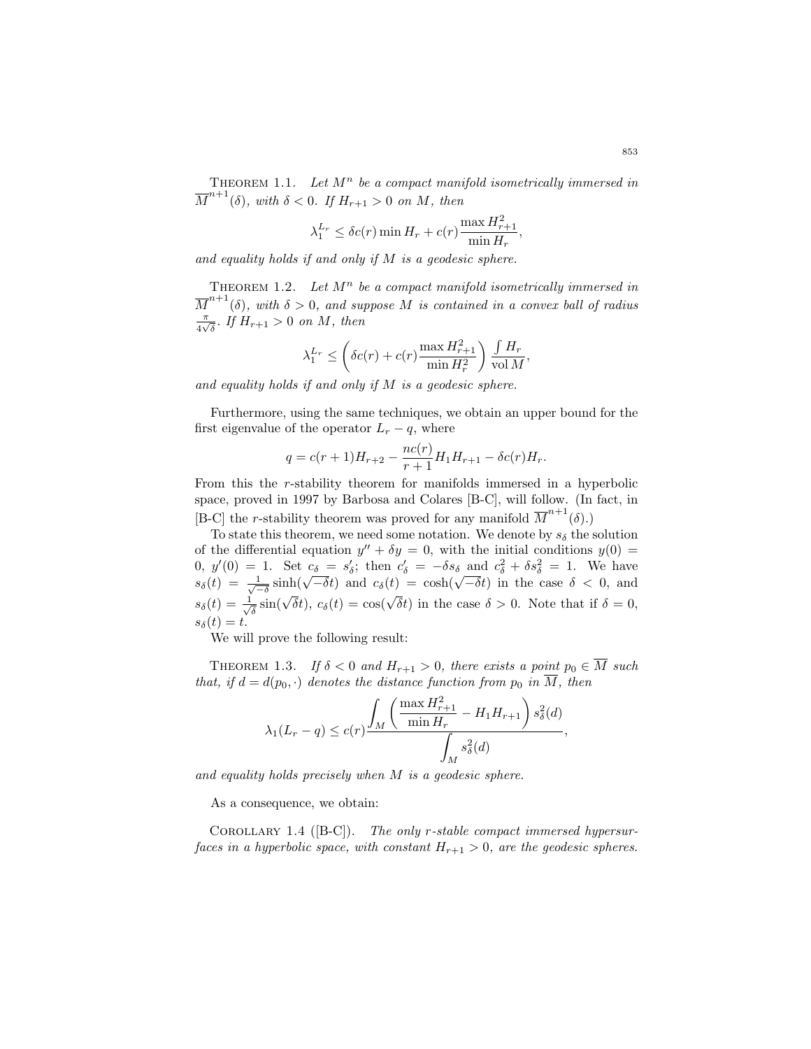**Theorem 1.1.** *Let $M^n$ be a compact manifold isometrically immersed in $\overline{M}^{n+1}(\delta)$, with $\delta < 0$. If $H_{r+1} > 0$ on $M$, then*

$$\lambda_1^{L_r} \leq \delta c(r) \min H_r + c(r) \frac{\max H_{r+1}^2}{\min H_r},$$

*and equality holds if and only if $M$ is a geodesic sphere.*

**Theorem 1.2.** *Let $M^n$ be a compact manifold isometrically immersed in $\overline{M}^{n+1}(\delta)$, with $\delta > 0$, and suppose $M$ is contained in a convex ball of radius $\frac{\pi}{4\sqrt{\delta}}$. If $H_{r+1} > 0$ on $M$, then*

$$\lambda_1^{L_r} \leq \left( \delta c(r) + c(r) \frac{\max H_{r+1}^2}{\min H_r^2} \right) \frac{\int H_r}{\operatorname{vol} M},$$

*and equality holds if and only if $M$ is a geodesic sphere.*

Furthermore, using the same techniques, we obtain an upper bound for the first eigenvalue of the operator $L_r - q$, where

$$q = c(r+1)H_{r+2} - \frac{nc(r)}{r+1} H_1 H_{r+1} - \delta c(r) H_r.$$

From this the $r$-stability theorem for manifolds immersed in a hyperbolic space, proved in 1997 by Barbosa and Colares [B-C], will follow. (In fact, in [B-C] the $r$-stability theorem was proved for any manifold $\overline{M}^{n+1}(\delta)$.)

To state this theorem, we need some notation. We denote by $s_\delta$ the solution of the differential equation $y'' + \delta y = 0$, with the initial conditions $y(0) = 0$, $y'(0) = 1$. Set $c_\delta = s_\delta'$; then $c_\delta' = -\delta s_\delta$ and $c_\delta^2 + \delta s_\delta^2 = 1$. We have $s_\delta(t) = \frac{1}{\sqrt{-\delta}} \sinh(\sqrt{-\delta} t)$ and $c_\delta(t) = \cosh(\sqrt{-\delta} t)$ in the case $\delta < 0$, and $s_\delta(t) = \frac{1}{\sqrt{\delta}} \sin(\sqrt{\delta} t)$, $c_\delta(t) = \cos(\sqrt{\delta} t)$ in the case $\delta > 0$. Note that if $\delta = 0$, $s_\delta(t) = t$.

We will prove the following result:

**Theorem 1.3.** *If $\delta < 0$ and $H_{r+1} > 0$, there exists a point $p_0 \in \overline{M}$ such that, if $d = d(p_0, \cdot)$ denotes the distance function from $p_0$ in $\overline{M}$, then*

$$\lambda_1(L_r - q) \leq c(r) \frac{\displaystyle\int_M \left( \frac{\max H_{r+1}^2}{\min H_r} - H_1 H_{r+1} \right) s_\delta^2(d)}{\displaystyle\int_M s_\delta^2(d)},$$

*and equality holds precisely when $M$ is a geodesic sphere.*

As a consequence, we obtain:

**Corollary 1.4** ([B-C]). *The only $r$-stable compact immersed hypersurfaces in a hyperbolic space, with constant $H_{r+1} > 0$, are the geodesic spheres.*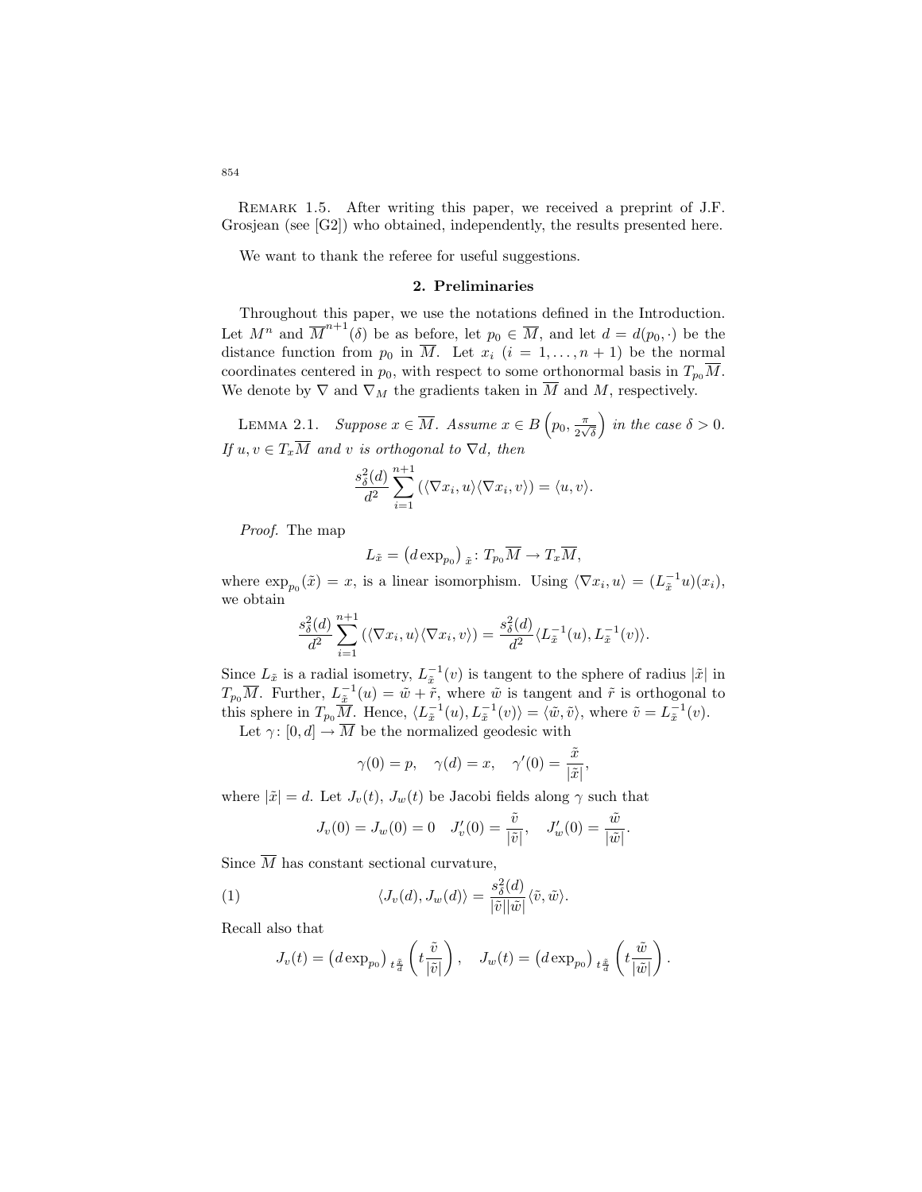Remark 1.5. After writing this paper, we received a preprint of J.F. Grosjean (see [G2]) who obtained, independently, the results presented here.

We want to thank the referee for useful suggestions.

## 2. Preliminaries

Throughout this paper, we use the notations defined in the Introduction. Let $M^n$ and $\overline{M}^{n+1}(\delta)$ be as before, let $p_0 \in \overline{M}$, and let $d = d(p_0, \cdot)$ be the distance function from $p_0$ in $\overline{M}$. Let $x_i$ $(i = 1, \ldots, n+1)$ be the normal coordinates centered in $p_0$, with respect to some orthonormal basis in $T_{p_0}\overline{M}$. We denote by $\nabla$ and $\nabla_M$ the gradients taken in $\overline{M}$ and $M$, respectively.

Lemma 2.1. *Suppose $x \in \overline{M}$. Assume $x \in B\left(p_0, \frac{\pi}{2\sqrt{\delta}}\right)$ in the case $\delta > 0$. If $u, v \in T_x\overline{M}$ and $v$ is orthogonal to $\nabla d$, then*

$$\frac{s_\delta^2(d)}{d^2} \sum_{i=1}^{n+1} \left( \langle \nabla x_i, u \rangle \langle \nabla x_i, v \rangle \right) = \langle u, v \rangle.$$

*Proof.* The map

$$L_{\tilde{x}} = \left( d \exp_{p_0} \right)_{\tilde{x}} : T_{p_0}\overline{M} \to T_x\overline{M},$$

where $\exp_{p_0}(\tilde{x}) = x$, is a linear isomorphism. Using $\langle \nabla x_i, u \rangle = (L_{\tilde{x}}^{-1} u)(x_i)$, we obtain

$$\frac{s_\delta^2(d)}{d^2} \sum_{i=1}^{n+1} \left( \langle \nabla x_i, u \rangle \langle \nabla x_i, v \rangle \right) = \frac{s_\delta^2(d)}{d^2} \langle L_{\tilde{x}}^{-1}(u), L_{\tilde{x}}^{-1}(v) \rangle.$$

Since $L_{\tilde{x}}$ is a radial isometry, $L_{\tilde{x}}^{-1}(v)$ is tangent to the sphere of radius $|\tilde{x}|$ in $T_{p_0}\overline{M}$. Further, $L_{\tilde{x}}^{-1}(u) = \tilde{w} + \tilde{r}$, where $\tilde{w}$ is tangent and $\tilde{r}$ is orthogonal to this sphere in $T_{p_0}\overline{M}$. Hence, $\langle L_{\tilde{x}}^{-1}(u), L_{\tilde{x}}^{-1}(v) \rangle = \langle \tilde{w}, \tilde{v} \rangle$, where $\tilde{v} = L_{\tilde{x}}^{-1}(v)$.

Let $\gamma : [0, d] \to \overline{M}$ be the normalized geodesic with

$$\gamma(0) = p, \quad \gamma(d) = x, \quad \gamma'(0) = \frac{\tilde{x}}{|\tilde{x}|},$$

where $|\tilde{x}| = d$. Let $J_v(t)$, $J_w(t)$ be Jacobi fields along $\gamma$ such that

$$J_v(0) = J_w(0) = 0 \quad J_v'(0) = \frac{\tilde{v}}{|\tilde{v}|}, \quad J_w'(0) = \frac{\tilde{w}}{|\tilde{w}|}.$$

Since $\overline{M}$ has constant sectional curvature,

$$\langle J_v(d), J_w(d) \rangle = \frac{s_\delta^2(d)}{|\tilde{v}||\tilde{w}|} \langle \tilde{v}, \tilde{w} \rangle. \tag{1}$$

Recall also that

$$J_v(t) = \left( d \exp_{p_0} \right)_{t\frac{\tilde{x}}{d}} \left( t \frac{\tilde{v}}{|\tilde{v}|} \right), \quad J_w(t) = \left( d \exp_{p_0} \right)_{t\frac{\tilde{x}}{d}} \left( t \frac{\tilde{w}}{|\tilde{w}|} \right).$$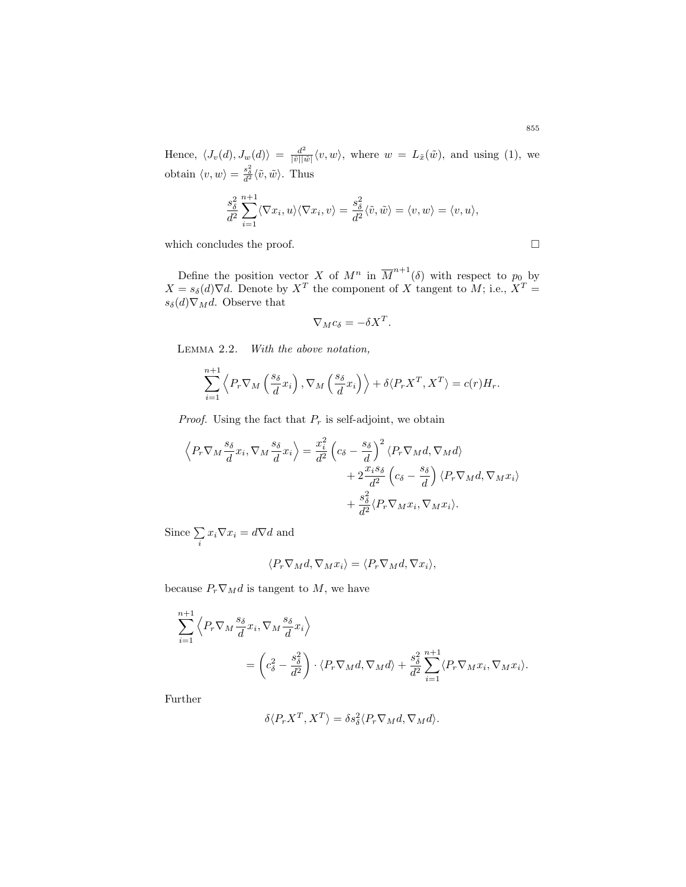Hence, $\langle J_v(d), J_w(d)\rangle = \frac{d^2}{|\tilde{v}||\tilde{w}|}\langle v, w\rangle$, where $w = L_{\tilde{x}}(\tilde{w})$, and using (1), we obtain $\langle v, w\rangle = \frac{s_\delta^2}{d^2}\langle \tilde{v}, \tilde{w}\rangle$. Thus

$$\frac{s_\delta^2}{d^2}\sum_{i=1}^{n+1}\langle \nabla x_i, u\rangle\langle \nabla x_i, v\rangle = \frac{s_\delta^2}{d^2}\langle \tilde{v}, \tilde{w}\rangle = \langle v, w\rangle = \langle v, u\rangle,$$

which concludes the proof. $\square$

Define the position vector $X$ of $M^n$ in $\overline{M}^{n+1}(\delta)$ with respect to $p_0$ by $X = s_\delta(d)\nabla d$. Denote by $X^T$ the component of $X$ tangent to $M$; i.e., $X^T = s_\delta(d)\nabla_M d$. Observe that

$$\nabla_M c_\delta = -\delta X^T.$$

LEMMA 2.2. *With the above notation,*

$$\sum_{i=1}^{n+1}\left\langle P_r\nabla_M\left(\frac{s_\delta}{d}x_i\right), \nabla_M\left(\frac{s_\delta}{d}x_i\right)\right\rangle + \delta\langle P_r X^T, X^T\rangle = c(r)H_r.$$

*Proof.* Using the fact that $P_r$ is self-adjoint, we obtain

$$\begin{aligned}\left\langle P_r\nabla_M\frac{s_\delta}{d}x_i, \nabla_M\frac{s_\delta}{d}x_i\right\rangle = \frac{x_i^2}{d^2}&\left(c_\delta - \frac{s_\delta}{d}\right)^2\langle P_r\nabla_M d, \nabla_M d\rangle \\ &+ 2\frac{x_i s_\delta}{d^2}\left(c_\delta - \frac{s_\delta}{d}\right)\langle P_r\nabla_M d, \nabla_M x_i\rangle \\ &+ \frac{s_\delta^2}{d^2}\langle P_r\nabla_M x_i, \nabla_M x_i\rangle.\end{aligned}$$

Since $\sum_i x_i\nabla x_i = d\nabla d$ and

$$\langle P_r\nabla_M d, \nabla_M x_i\rangle = \langle P_r\nabla_M d, \nabla x_i\rangle,$$

because $P_r\nabla_M d$ is tangent to $M$, we have

$$\begin{aligned}\sum_{i=1}^{n+1}&\left\langle P_r\nabla_M\frac{s_\delta}{d}x_i, \nabla_M\frac{s_\delta}{d}x_i\right\rangle \\ &= \left(c_\delta^2 - \frac{s_\delta^2}{d^2}\right)\cdot\langle P_r\nabla_M d, \nabla_M d\rangle + \frac{s_\delta^2}{d^2}\sum_{i=1}^{n+1}\langle P_r\nabla_M x_i, \nabla_M x_i\rangle.\end{aligned}$$

Further

$$\delta\langle P_r X^T, X^T\rangle = \delta s_\delta^2\langle P_r\nabla_M d, \nabla_M d\rangle.$$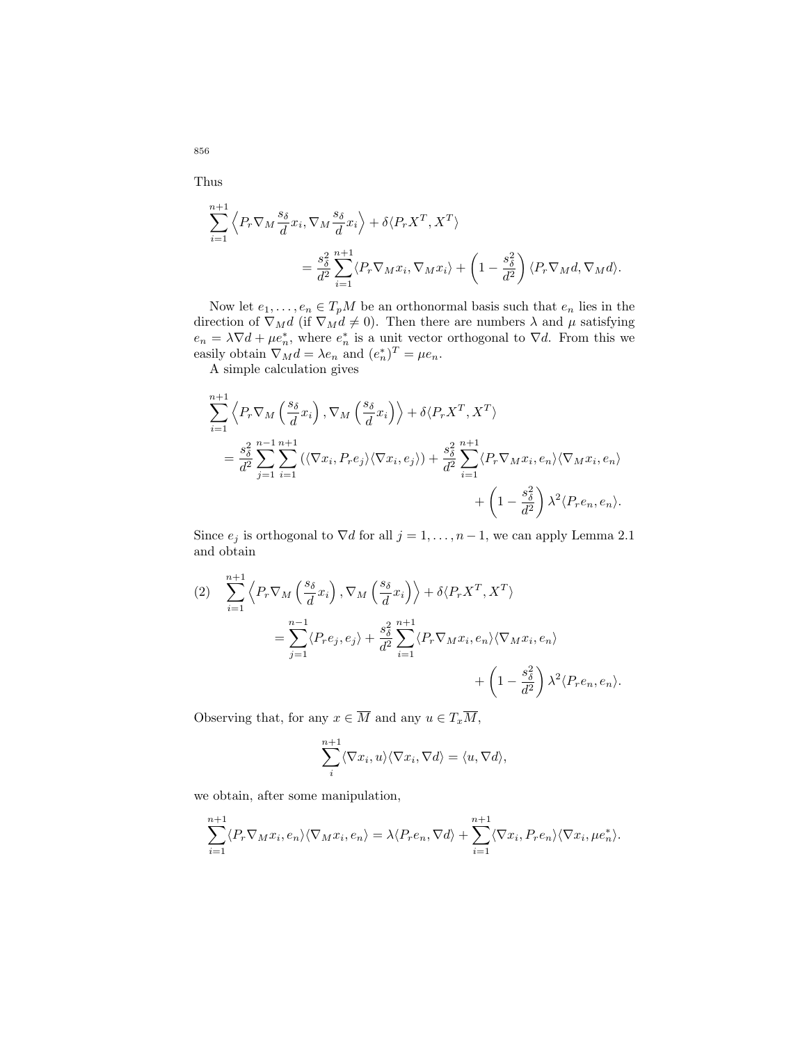Thus

$$\sum_{i=1}^{n+1} \left\langle P_r \nabla_M \frac{s_\delta}{d} x_i, \nabla_M \frac{s_\delta}{d} x_i \right\rangle + \delta \langle P_r X^T, X^T \rangle$$
$$= \frac{s_\delta^2}{d^2} \sum_{i=1}^{n+1} \langle P_r \nabla_M x_i, \nabla_M x_i \rangle + \left(1 - \frac{s_\delta^2}{d^2}\right) \langle P_r \nabla_M d, \nabla_M d \rangle.$$

Now let $e_1, \ldots, e_n \in T_pM$ be an orthonormal basis such that $e_n$ lies in the direction of $\nabla_M d$ (if $\nabla_M d \neq 0$). Then there are numbers $\lambda$ and $\mu$ satisfying $e_n = \lambda \nabla d + \mu e_n^*$, where $e_n^*$ is a unit vector orthogonal to $\nabla d$. From this we easily obtain $\nabla_M d = \lambda e_n$ and $(e_n^*)^T = \mu e_n$.

A simple calculation gives

$$\sum_{i=1}^{n+1} \left\langle P_r \nabla_M \left( \frac{s_\delta}{d} x_i \right), \nabla_M \left( \frac{s_\delta}{d} x_i \right) \right\rangle + \delta \langle P_r X^T, X^T \rangle$$
$$= \frac{s_\delta^2}{d^2} \sum_{j=1}^{n-1} \sum_{i=1}^{n+1} \left( \langle \nabla x_i, P_r e_j \rangle \langle \nabla x_i, e_j \rangle \right) + \frac{s_\delta^2}{d^2} \sum_{i=1}^{n+1} \langle P_r \nabla_M x_i, e_n \rangle \langle \nabla_M x_i, e_n \rangle$$
$$+ \left(1 - \frac{s_\delta^2}{d^2}\right) \lambda^2 \langle P_r e_n, e_n \rangle.$$

Since $e_j$ is orthogonal to $\nabla d$ for all $j = 1, \ldots, n-1$, we can apply Lemma 2.1 and obtain

$$(2) \quad \sum_{i=1}^{n+1} \left\langle P_r \nabla_M \left( \frac{s_\delta}{d} x_i \right), \nabla_M \left( \frac{s_\delta}{d} x_i \right) \right\rangle + \delta \langle P_r X^T, X^T \rangle$$
$$= \sum_{j=1}^{n-1} \langle P_r e_j, e_j \rangle + \frac{s_\delta^2}{d^2} \sum_{i=1}^{n+1} \langle P_r \nabla_M x_i, e_n \rangle \langle \nabla_M x_i, e_n \rangle$$
$$+ \left(1 - \frac{s_\delta^2}{d^2}\right) \lambda^2 \langle P_r e_n, e_n \rangle.$$

Observing that, for any $x \in \overline{M}$ and any $u \in T_x\overline{M}$,

$$\sum_{i}^{n+1} \langle \nabla x_i, u \rangle \langle \nabla x_i, \nabla d \rangle = \langle u, \nabla d \rangle,$$

we obtain, after some manipulation,

$$\sum_{i=1}^{n+1} \langle P_r \nabla_M x_i, e_n \rangle \langle \nabla_M x_i, e_n \rangle = \lambda \langle P_r e_n, \nabla d \rangle + \sum_{i=1}^{n+1} \langle \nabla x_i, P_r e_n \rangle \langle \nabla x_i, \mu e_n^* \rangle.$$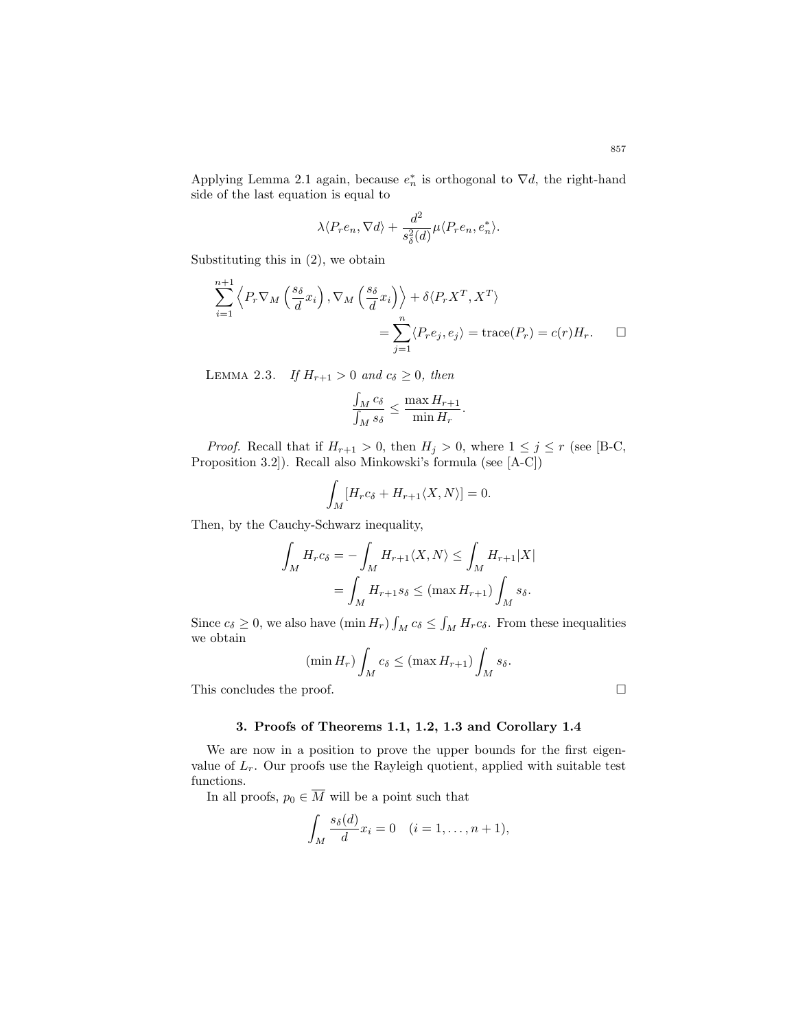Applying Lemma 2.1 again, because $e_n^*$ is orthogonal to $\nabla d$, the right-hand side of the last equation is equal to

$$\lambda\langle P_r e_n, \nabla d\rangle + \frac{d^2}{s_\delta^2(d)}\mu\langle P_r e_n, e_n^*\rangle.$$

Substituting this in (2), we obtain

$$\sum_{i=1}^{n+1}\left\langle P_r\nabla_M\left(\frac{s_\delta}{d}x_i\right), \nabla_M\left(\frac{s_\delta}{d}x_i\right)\right\rangle + \delta\langle P_r X^T, X^T\rangle$$
$$= \sum_{j=1}^{n}\langle P_r e_j, e_j\rangle = \operatorname{trace}(P_r) = c(r)H_r. \qquad \square$$

LEMMA 2.3. *If $H_{r+1} > 0$ and $c_\delta \geq 0$, then*

$$\frac{\int_M c_\delta}{\int_M s_\delta} \leq \frac{\max H_{r+1}}{\min H_r}.$$

*Proof.* Recall that if $H_{r+1} > 0$, then $H_j > 0$, where $1 \leq j \leq r$ (see [B-C, Proposition 3.2]). Recall also Minkowski's formula (see [A-C])

$$\int_M [H_r c_\delta + H_{r+1}\langle X, N\rangle] = 0.$$

Then, by the Cauchy-Schwarz inequality,

$$\int_M H_r c_\delta = -\int_M H_{r+1}\langle X, N\rangle \leq \int_M H_{r+1}|X|$$
$$= \int_M H_{r+1}s_\delta \leq (\max H_{r+1})\int_M s_\delta.$$

Since $c_\delta \geq 0$, we also have $(\min H_r)\int_M c_\delta \leq \int_M H_r c_\delta$. From these inequalities we obtain

$$(\min H_r)\int_M c_\delta \leq (\max H_{r+1})\int_M s_\delta.$$

This concludes the proof. $\square$

## 3. Proofs of Theorems 1.1, 1.2, 1.3 and Corollary 1.4

We are now in a position to prove the upper bounds for the first eigenvalue of $L_r$. Our proofs use the Rayleigh quotient, applied with suitable test functions.

In all proofs, $p_0 \in \overline{M}$ will be a point such that

$$\int_M \frac{s_\delta(d)}{d}x_i = 0 \quad (i = 1, \ldots, n+1),$$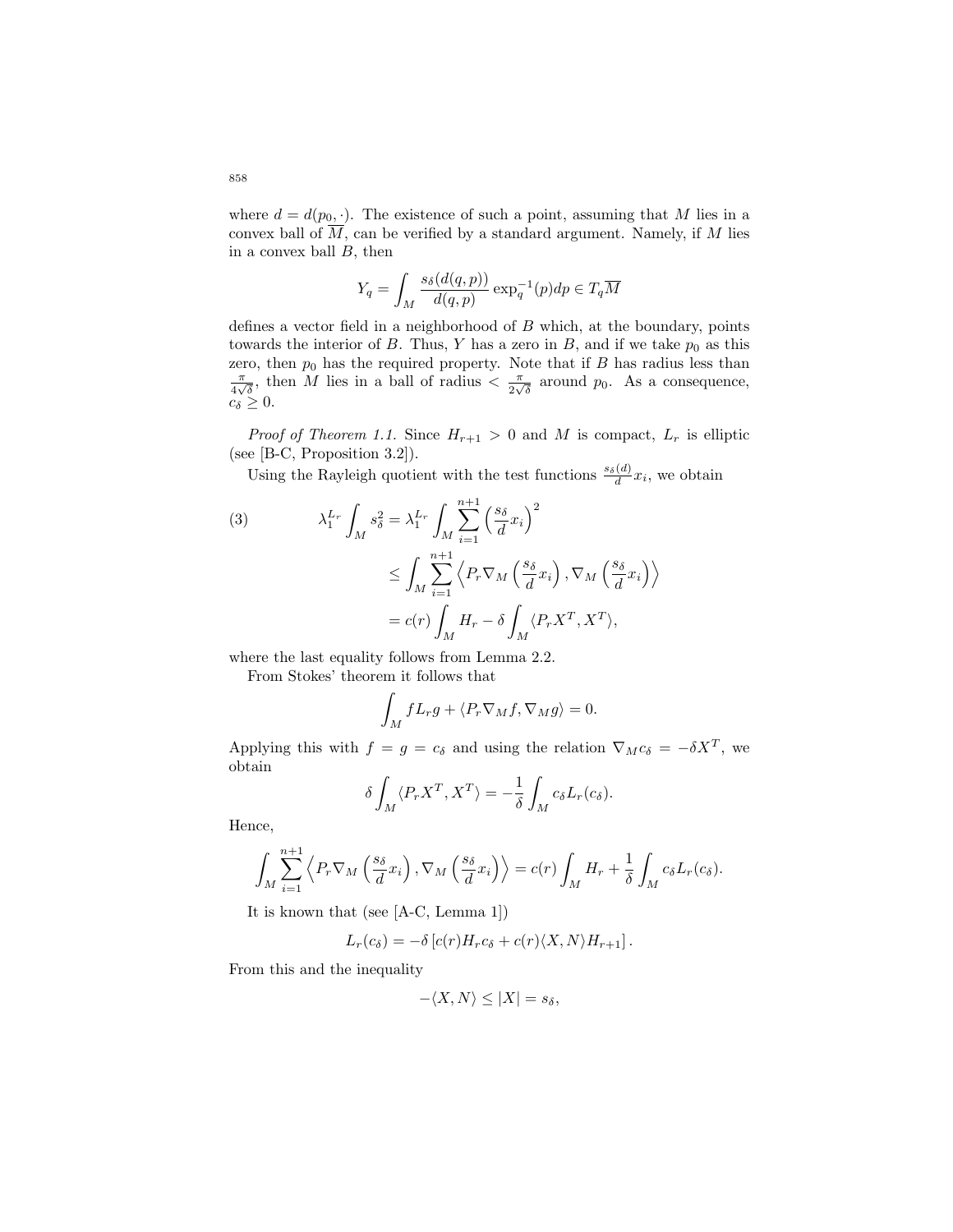where $d = d(p_0, \cdot)$. The existence of such a point, assuming that $M$ lies in a convex ball of $\overline{M}$, can be verified by a standard argument. Namely, if $M$ lies in a convex ball $B$, then

$$Y_q = \int_M \frac{s_\delta(d(q,p))}{d(q,p)} \exp_q^{-1}(p) dp \in T_q\overline{M}$$

defines a vector field in a neighborhood of $B$ which, at the boundary, points towards the interior of $B$. Thus, $Y$ has a zero in $B$, and if we take $p_0$ as this zero, then $p_0$ has the required property. Note that if $B$ has radius less than $\frac{\pi}{4\sqrt{\delta}}$, then $M$ lies in a ball of radius $< \frac{\pi}{2\sqrt{\delta}}$ around $p_0$. As a consequence, $c_\delta \geq 0$.

*Proof of Theorem 1.1.* Since $H_{r+1} > 0$ and $M$ is compact, $L_r$ is elliptic (see [B-C, Proposition 3.2]).

Using the Rayleigh quotient with the test functions $\frac{s_\delta(d)}{d} x_i$, we obtain

$$\begin{aligned}
(3) \qquad \lambda_1^{L_r} \int_M s_\delta^2 &= \lambda_1^{L_r} \int_M \sum_{i=1}^{n+1} \left(\frac{s_\delta}{d} x_i\right)^2 \\
&\leq \int_M \sum_{i=1}^{n+1} \left\langle P_r \nabla_M \left(\frac{s_\delta}{d} x_i\right), \nabla_M \left(\frac{s_\delta}{d} x_i\right)\right\rangle \\
&= c(r) \int_M H_r - \delta \int_M \langle P_r X^T, X^T\rangle,
\end{aligned}$$

where the last equality follows from Lemma 2.2.

From Stokes' theorem it follows that

$$\int_M f L_r g + \langle P_r \nabla_M f, \nabla_M g\rangle = 0.$$

Applying this with $f = g = c_\delta$ and using the relation $\nabla_M c_\delta = -\delta X^T$, we obtain

$$\delta \int_M \langle P_r X^T, X^T\rangle = -\frac{1}{\delta} \int_M c_\delta L_r(c_\delta).$$

Hence,

$$\int_M \sum_{i=1}^{n+1} \left\langle P_r \nabla_M \left(\frac{s_\delta}{d} x_i\right), \nabla_M \left(\frac{s_\delta}{d} x_i\right)\right\rangle = c(r) \int_M H_r + \frac{1}{\delta} \int_M c_\delta L_r(c_\delta).$$

It is known that (see [A-C, Lemma 1])

$$L_r(c_\delta) = -\delta \left[c(r) H_r c_\delta + c(r)\langle X, N\rangle H_{r+1}\right].$$

From this and the inequality

$$-\langle X, N\rangle \leq |X| = s_\delta,$$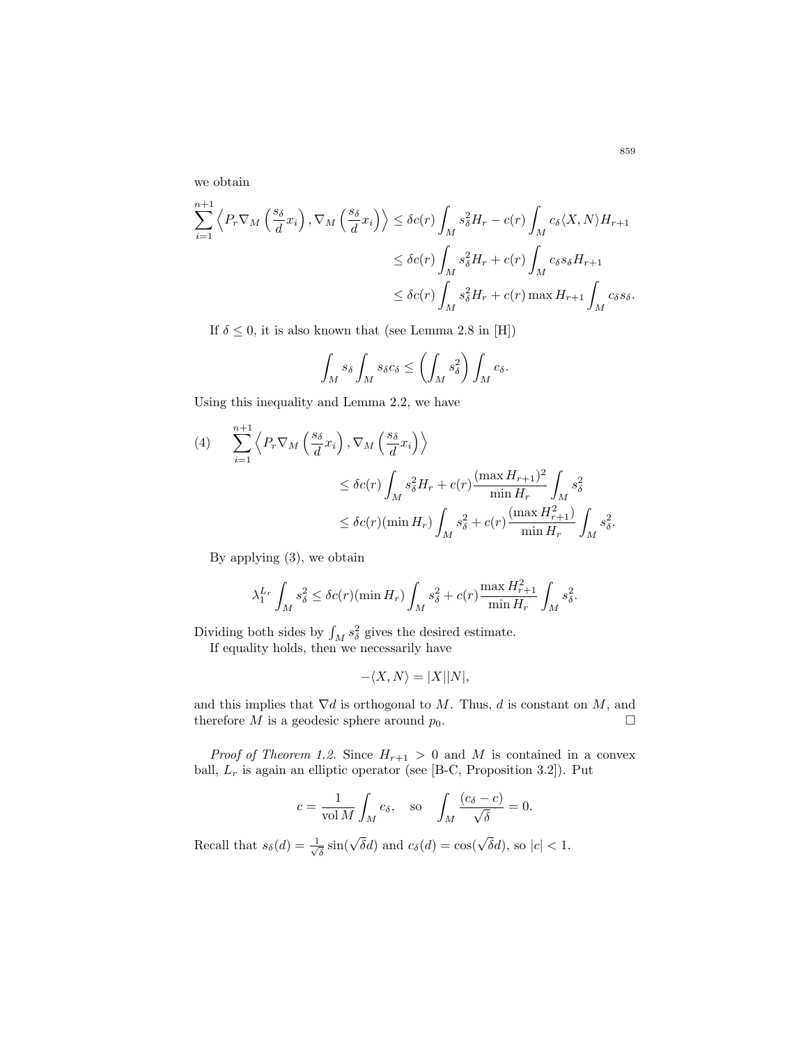we obtain

$$
\begin{aligned}
\sum_{i=1}^{n+1} \left\langle P_r \nabla_M \left( \frac{s_\delta}{d} x_i \right), \nabla_M \left( \frac{s_\delta}{d} x_i \right) \right\rangle &\leq \delta c(r) \int_M s_\delta^2 H_r - c(r) \int_M c_\delta \langle X, N \rangle H_{r+1} \\
&\leq \delta c(r) \int_M s_\delta^2 H_r + c(r) \int_M c_\delta s_\delta H_{r+1} \\
&\leq \delta c(r) \int_M s_\delta^2 H_r + c(r) \max H_{r+1} \int_M c_\delta s_\delta.
\end{aligned}
$$

If $\delta \leq 0$, it is also known that (see Lemma 2.8 in [H])

$$
\int_M s_\delta \int_M s_\delta c_\delta \leq \left( \int_M s_\delta^2 \right) \int_M c_\delta.
$$

Using this inequality and Lemma 2.2, we have

$$
\begin{aligned}
(4) \qquad \sum_{i=1}^{n+1} & \left\langle P_r \nabla_M \left( \frac{s_\delta}{d} x_i \right), \nabla_M \left( \frac{s_\delta}{d} x_i \right) \right\rangle \\
&\leq \delta c(r) \int_M s_\delta^2 H_r + c(r) \frac{(\max H_{r+1})^2}{\min H_r} \int_M s_\delta^2 \\
&\leq \delta c(r) (\min H_r) \int_M s_\delta^2 + c(r) \frac{(\max H_{r+1}^2)}{\min H_r} \int_M s_\delta^2.
\end{aligned}
$$

By applying (3), we obtain

$$
\lambda_1^{L_r} \int_M s_\delta^2 \leq \delta c(r) (\min H_r) \int_M s_\delta^2 + c(r) \frac{\max H_{r+1}^2}{\min H_r} \int_M s_\delta^2.
$$

Dividing both sides by $\int_M s_\delta^2$ gives the desired estimate.

If equality holds, then we necessarily have

$$
-\langle X, N \rangle = |X||N|,
$$

and this implies that $\nabla d$ is orthogonal to $M$. Thus, $d$ is constant on $M$, and therefore $M$ is a geodesic sphere around $p_0$. □

*Proof of Theorem 1.2.* Since $H_{r+1} > 0$ and $M$ is contained in a convex ball, $L_r$ is again an elliptic operator (see [B-C, Proposition 3.2]). Put

$$
c = \frac{1}{\operatorname{vol} M} \int_M c_\delta, \quad \text{so} \quad \int_M \frac{(c_\delta - c)}{\sqrt{\delta}} = 0.
$$

Recall that $s_\delta(d) = \frac{1}{\sqrt{\delta}} \sin(\sqrt{\delta} d)$ and $c_\delta(d) = \cos(\sqrt{\delta} d)$, so $|c| < 1$.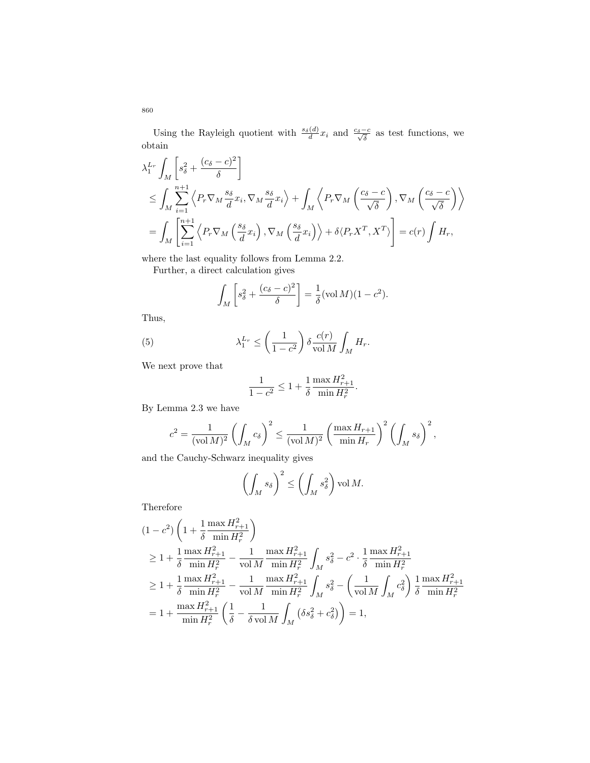Using the Rayleigh quotient with $\frac{s_\delta(d)}{d}x_i$ and $\frac{c_\delta - c}{\sqrt{\delta}}$ as test functions, we obtain

$$
\begin{aligned}
&\lambda_1^{L_r} \int_M \left[ s_\delta^2 + \frac{(c_\delta - c)^2}{\delta} \right] \\
&\quad \leq \int_M \sum_{i=1}^{n+1} \left\langle P_r \nabla_M \frac{s_\delta}{d} x_i, \nabla_M \frac{s_\delta}{d} x_i \right\rangle + \int_M \left\langle P_r \nabla_M \left( \frac{c_\delta - c}{\sqrt{\delta}} \right), \nabla_M \left( \frac{c_\delta - c}{\sqrt{\delta}} \right) \right\rangle \\
&\quad = \int_M \left[ \sum_{i=1}^{n+1} \left\langle P_r \nabla_M \left( \frac{s_\delta}{d} x_i \right), \nabla_M \left( \frac{s_\delta}{d} x_i \right) \right\rangle + \delta \langle P_r X^T, X^T \rangle \right] = c(r) \int H_r,
\end{aligned}
$$

where the last equality follows from Lemma 2.2.

Further, a direct calculation gives

$$
\int_M \left[ s_\delta^2 + \frac{(c_\delta - c)^2}{\delta} \right] = \frac{1}{\delta} (\operatorname{vol} M)(1 - c^2).
$$

Thus,

$$
\lambda_1^{L_r} \leq \left( \frac{1}{1 - c^2} \right) \delta \frac{c(r)}{\operatorname{vol} M} \int_M H_r. \tag{5}
$$

We next prove that

$$
\frac{1}{1 - c^2} \leq 1 + \frac{1}{\delta} \frac{\max H_{r+1}^2}{\min H_r^2}.
$$

By Lemma 2.3 we have

$$
c^2 = \frac{1}{(\operatorname{vol} M)^2} \left( \int_M c_\delta \right)^2 \leq \frac{1}{(\operatorname{vol} M)^2} \left( \frac{\max H_{r+1}}{\min H_r} \right)^2 \left( \int_M s_\delta \right)^2,
$$

and the Cauchy-Schwarz inequality gives

$$
\left( \int_M s_\delta \right)^2 \leq \left( \int_M s_\delta^2 \right) \operatorname{vol} M.
$$

Therefore

$$
\begin{aligned}
&(1 - c^2) \left( 1 + \frac{1}{\delta} \frac{\max H_{r+1}^2}{\min H_r^2} \right) \\
&\quad \geq 1 + \frac{1}{\delta} \frac{\max H_{r+1}^2}{\min H_r^2} - \frac{1}{\operatorname{vol} M} \frac{\max H_{r+1}^2}{\min H_r^2} \int_M s_\delta^2 - c^2 \cdot \frac{1}{\delta} \frac{\max H_{r+1}^2}{\min H_r^2} \\
&\quad \geq 1 + \frac{1}{\delta} \frac{\max H_{r+1}^2}{\min H_r^2} - \frac{1}{\operatorname{vol} M} \frac{\max H_{r+1}^2}{\min H_r^2} \int_M s_\delta^2 - \left( \frac{1}{\operatorname{vol} M} \int_M c_\delta^2 \right) \frac{1}{\delta} \frac{\max H_{r+1}^2}{\min H_r^2} \\
&\quad = 1 + \frac{\max H_{r+1}^2}{\min H_r^2} \left( \frac{1}{\delta} - \frac{1}{\delta \operatorname{vol} M} \int_M \left( \delta s_\delta^2 + c_\delta^2 \right) \right) = 1,
\end{aligned}
$$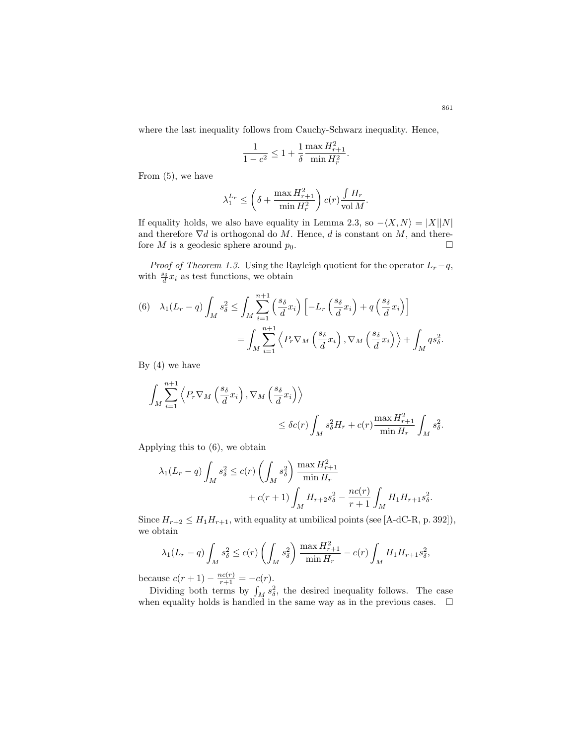where the last inequality follows from Cauchy-Schwarz inequality. Hence,

$$\frac{1}{1-c^2} \leq 1 + \frac{1}{\delta}\frac{\max H_{r+1}^2}{\min H_r^2}.$$

From (5), we have

$$\lambda_1^{L_r} \leq \left(\delta + \frac{\max H_{r+1}^2}{\min H_r^2}\right) c(r) \frac{\int H_r}{\operatorname{vol} M}.$$

If equality holds, we also have equality in Lemma 2.3, so $-\langle X, N\rangle = |X||N|$ and therefore $\nabla d$ is orthogonal do $M$. Hence, $d$ is constant on $M$, and therefore $M$ is a geodesic sphere around $p_0$. □

*Proof of Theorem 1.3.* Using the Rayleigh quotient for the operator $L_r - q$, with $\frac{s_\delta}{d} x_i$ as test functions, we obtain

$$\text{(6)} \quad \lambda_1(L_r - q) \int_M s_\delta^2 \leq \int_M \sum_{i=1}^{n+1} \left(\frac{s_\delta}{d} x_i\right) \left[-L_r\left(\frac{s_\delta}{d} x_i\right) + q\left(\frac{s_\delta}{d} x_i\right)\right]$$

$$= \int_M \sum_{i=1}^{n+1} \left\langle P_r \nabla_M \left(\frac{s_\delta}{d} x_i\right), \nabla_M \left(\frac{s_\delta}{d} x_i\right)\right\rangle + \int_M q s_\delta^2.$$

By (4) we have

$$\int_M \sum_{i=1}^{n+1} \left\langle P_r \nabla_M \left(\frac{s_\delta}{d} x_i\right), \nabla_M \left(\frac{s_\delta}{d} x_i\right)\right\rangle$$

$$\leq \delta c(r) \int_M s_\delta^2 H_r + c(r) \frac{\max H_{r+1}^2}{\min H_r} \int_M s_\delta^2.$$

Applying this to (6), we obtain

$$\lambda_1(L_r - q) \int_M s_\delta^2 \leq c(r) \left(\int_M s_\delta^2\right) \frac{\max H_{r+1}^2}{\min H_r}$$

$$+ c(r+1) \int_M H_{r+2} s_\delta^2 - \frac{nc(r)}{r+1} \int_M H_1 H_{r+1} s_\delta^2.$$

Since $H_{r+2} \leq H_1 H_{r+1}$, with equality at umbilical points (see [A-dC-R, p. 392]), we obtain

$$\lambda_1(L_r - q) \int_M s_\delta^2 \leq c(r) \left(\int_M s_\delta^2\right) \frac{\max H_{r+1}^2}{\min H_r} - c(r) \int_M H_1 H_{r+1} s_\delta^2,$$

because $c(r+1) - \frac{nc(r)}{r+1} = -c(r)$.

Dividing both terms by $\int_M s_\delta^2$, the desired inequality follows. The case when equality holds is handled in the same way as in the previous cases. □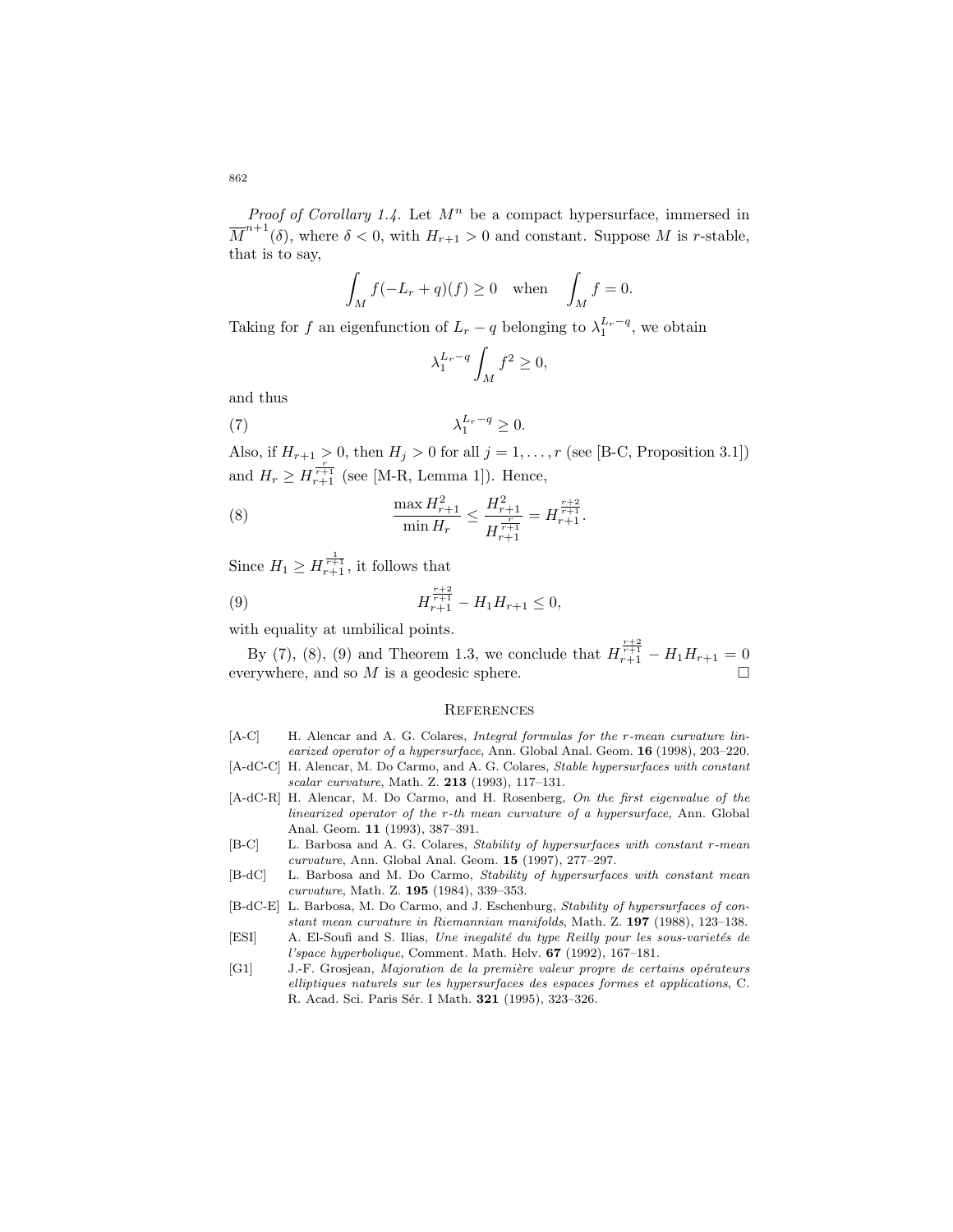*Proof of Corollary 1.4.* Let $M^n$ be a compact hypersurface, immersed in $\overline{M}^{n+1}(\delta)$, where $\delta < 0$, with $H_{r+1} > 0$ and constant. Suppose $M$ is $r$-stable, that is to say,

$$\int_M f(-L_r + q)(f) \geq 0 \quad \text{when} \quad \int_M f = 0.$$

Taking for $f$ an eigenfunction of $L_r - q$ belonging to $\lambda_1^{L_r - q}$, we obtain

$$\lambda_1^{L_r - q} \int_M f^2 \geq 0,$$

and thus

$$\lambda_1^{L_r - q} \geq 0. \tag{7}$$

Also, if $H_{r+1} > 0$, then $H_j > 0$ for all $j = 1, \ldots, r$ (see [B-C, Proposition 3.1]) and $H_r \geq H_{r+1}^{\frac{r}{r+1}}$ (see [M-R, Lemma 1]). Hence,

$$\frac{\max H_{r+1}^2}{\min H_r} \leq \frac{H_{r+1}^2}{H_{r+1}^{\frac{r}{r+1}}} = H_{r+1}^{\frac{r+2}{r+1}}. \tag{8}$$

Since $H_1 \geq H_{r+1}^{\frac{1}{r+1}}$, it follows that

$$H_{r+1}^{\frac{r+2}{r+1}} - H_1 H_{r+1} \leq 0, \tag{9}$$

with equality at umbilical points.

By (7), (8), (9) and Theorem 1.3, we conclude that $H_{r+1}^{\frac{r+2}{r+1}} - H_1 H_{r+1} = 0$ everywhere, and so $M$ is a geodesic sphere. $\square$

## References

[A-C] H. Alencar and A. G. Colares, *Integral formulas for the r-mean curvature linearized operator of a hypersurface*, Ann. Global Anal. Geom. **16** (1998), 203–220.

[A-dC-C] H. Alencar, M. Do Carmo, and A. G. Colares, *Stable hypersurfaces with constant scalar curvature*, Math. Z. **213** (1993), 117–131.

[A-dC-R] H. Alencar, M. Do Carmo, and H. Rosenberg, *On the first eigenvalue of the linearized operator of the r-th mean curvature of a hypersurface*, Ann. Global Anal. Geom. **11** (1993), 387–391.

[B-C] L. Barbosa and A. G. Colares, *Stability of hypersurfaces with constant r-mean curvature*, Ann. Global Anal. Geom. **15** (1997), 277–297.

[B-dC] L. Barbosa and M. Do Carmo, *Stability of hypersurfaces with constant mean curvature*, Math. Z. **195** (1984), 339–353.

[B-dC-E] L. Barbosa, M. Do Carmo, and J. Eschenburg, *Stability of hypersurfaces of constant mean curvature in Riemannian manifolds*, Math. Z. **197** (1988), 123–138.

[ESI] A. El-Soufi and S. Ilias, *Une inegalité du type Reilly pour les sous-varietés de l'space hyperbolique*, Comment. Math. Helv. **67** (1992), 167–181.

[G1] J.-F. Grosjean, *Majoration de la première valeur propre de certains opérateurs elliptiques naturels sur les hypersurfaces des espaces formes et applications*, C. R. Acad. Sci. Paris Sér. I Math. **321** (1995), 323–326.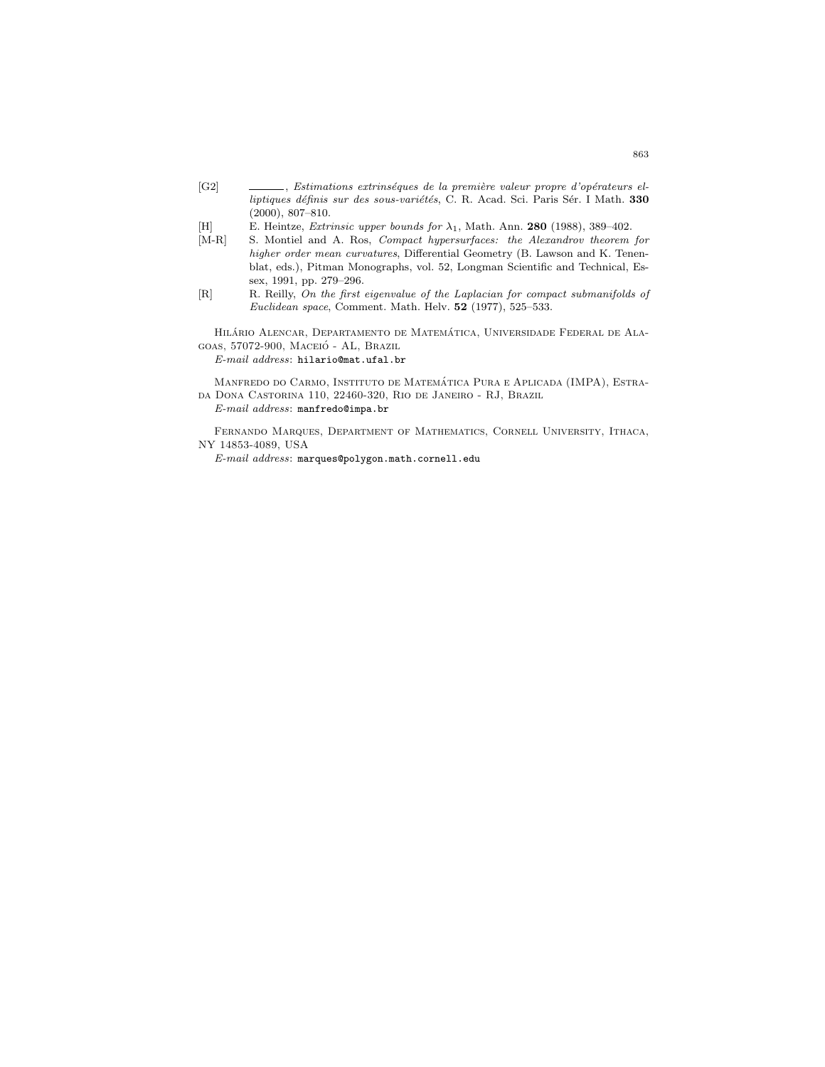[G2] ______, *Estimations extrinséques de la première valeur propre d'opérateurs elliptiques définis sur des sous-variétés*, C. R. Acad. Sci. Paris Sér. I Math. **330** (2000), 807–810.

[H] E. Heintze, *Extrinsic upper bounds for* $\lambda_1$, Math. Ann. **280** (1988), 389–402.

[M-R] S. Montiel and A. Ros, *Compact hypersurfaces: the Alexandrov theorem for higher order mean curvatures*, Differential Geometry (B. Lawson and K. Tenenblat, eds.), Pitman Monographs, vol. 52, Longman Scientific and Technical, Essex, 1991, pp. 279–296.

[R] R. Reilly, *On the first eigenvalue of the Laplacian for compact submanifolds of Euclidean space*, Comment. Math. Helv. **52** (1977), 525–533.

Hilário Alencar, Departamento de Matemática, Universidade Federal de Alagoas, 57072-900, Maceió - AL, Brazil
*E-mail address*: hilario@mat.ufal.br

Manfredo do Carmo, Instituto de Matemática Pura e Aplicada (IMPA), Estrada Dona Castorina 110, 22460-320, Rio de Janeiro - RJ, Brazil
*E-mail address*: manfredo@impa.br

Fernando Marques, Department of Mathematics, Cornell University, Ithaca, NY 14853-4089, USA
*E-mail address*: marques@polygon.math.cornell.edu